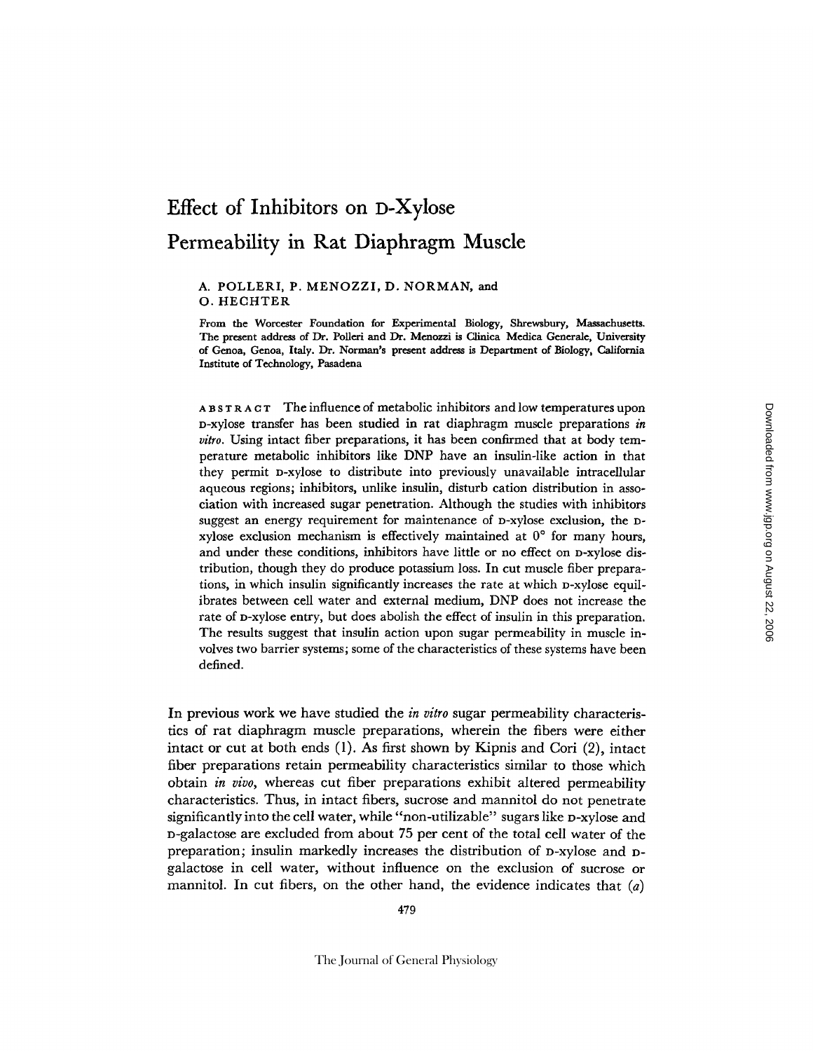# Effect of Inhibitors on D-Xylose Permeability in Rat Diaphragm Muscle

A. POLLERI, P. MENOZZI, D. NORMAN, and O. HECHTER

From the Worcester Foundation for Experimental Biology, Shrewsbury, Massachusetts. The present address of Dr. Polleri and Dr. Menozzi is Clinica Medica Generale, University of Genoa, Genoa, Italy. Dr. Norman's present address is Department of Biology, California Institute of Technology, Pasadena

ABSTRACT The influence of metabolic inhibitors and low temperatures upon D-xylose transfer has been studied in rat diaphragm muscle preparations *in vitro*. Using intact fiber preparations, it has been confirmed that at body temperature metabolic inhibitors like DNP have an insulin-like action in that they permit D-xylose to distribute into previously unavailable intracellular aqueous regions; inhibitors, unlike insulin, disturb cation distribution in association with increased sugar penetration. Although the studies with inhibitors suggest an energy requirement for maintenance of D-xylose exclusion, the D-xylose exclusion mechanism is effectively maintained at 0° for many hours, and under these conditions, inhibitors have little or no effect on D-xylose distribution, though they do produce potassium loss. In cut muscle fiber preparations, in which insulin significantly increases the rate at which D-xylose equilibrates between cell water and external medium, DNP does not increase the rate of D-xylose entry, but does abolish the effect of insulin in this preparation. The results suggest that insulin action upon sugar permeability in muscle involves two barrier systems; some of the characteristics of these systems have been defined.

In previous work we have studied the *in vitro* sugar permeability characteristics of rat diaphragm muscle preparations, wherein the fibers were either intact or cut at both ends (1). As first shown by Kipnis and Cori (2), intact fiber preparations retain permeability characteristics similar to those which obtain *in vivo*, whereas cut fiber preparations exhibit altered permeability characteristics. Thus, in intact fibers, sucrose and mannitol do not penetrate significantly into the cell water, while "non-utilizable" sugars like D-xylose and D-galactose are excluded from about 75 per cent of the total cell water of the preparation; insulin markedly increases the distribution of D-xylose and D-galactose in cell water, without influence on the exclusion of sucrose or mannitol. In cut fibers, on the other hand, the evidence indicates that (*a*)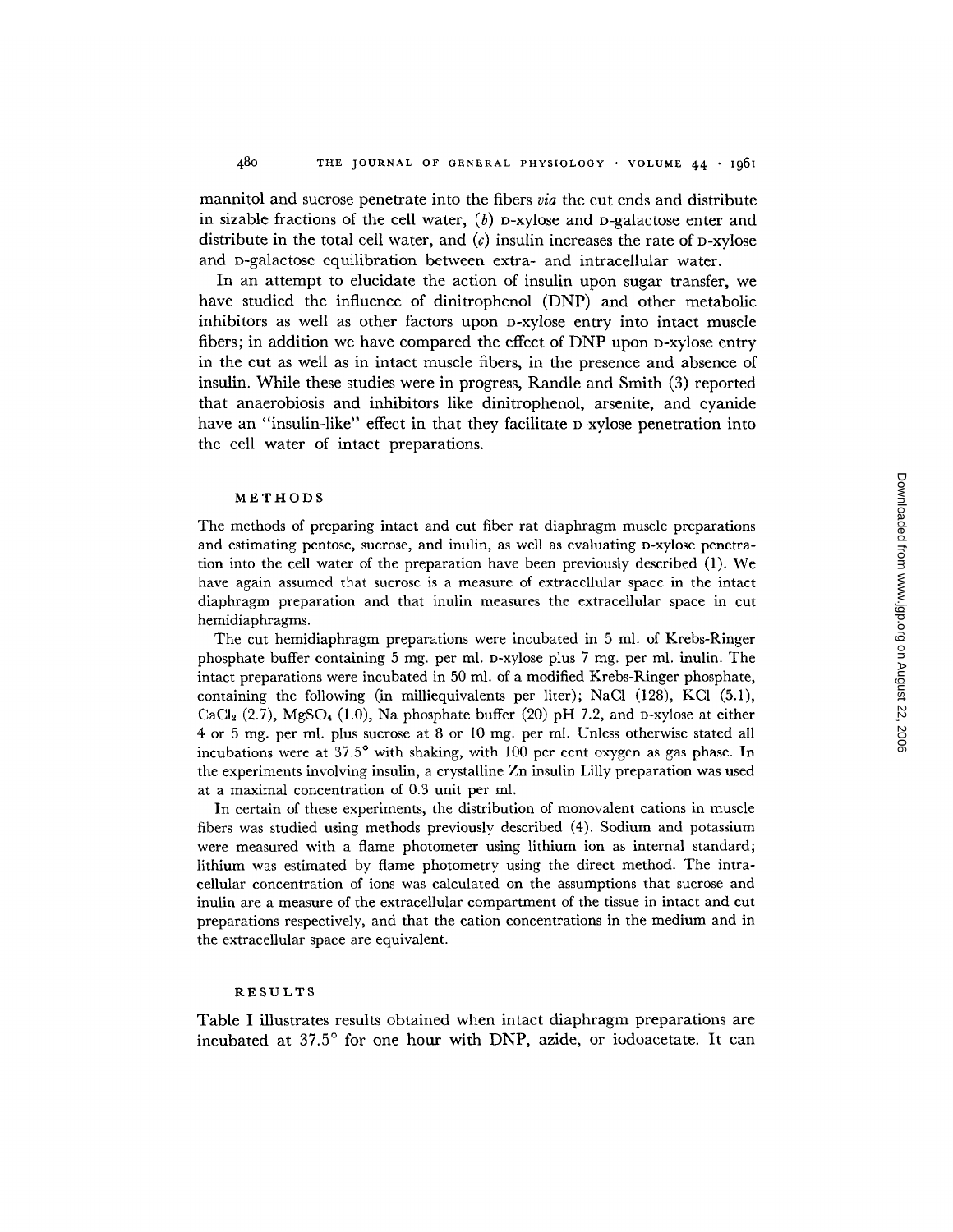mannitol and sucrose penetrate into the fibers *via* the cut ends and distribute in sizable fractions of the cell water, (*b*) D-xylose and D-galactose enter and distribute in the total cell water, and (*c*) insulin increases the rate of D-xylose and D-galactose equilibration between extra- and intracellular water.

In an attempt to elucidate the action of insulin upon sugar transfer, we have studied the influence of dinitrophenol (DNP) and other metabolic inhibitors as well as other factors upon D-xylose entry into intact muscle fibers; in addition we have compared the effect of DNP upon D-xylose entry in the cut as well as in intact muscle fibers, in the presence and absence of insulin. While these studies were in progress, Randle and Smith (3) reported that anaerobiosis and inhibitors like dinitrophenol, arsenite, and cyanide have an "insulin-like" effect in that they facilitate D-xylose penetration into the cell water of intact preparations.

## METHODS

The methods of preparing intact and cut fiber rat diaphragm muscle preparations and estimating pentose, sucrose, and inulin, as well as evaluating D-xylose penetration into the cell water of the preparation have been previously described (1). We have again assumed that sucrose is a measure of extracellular space in the intact diaphragm preparation and that inulin measures the extracellular space in cut hemidiaphragms.

The cut hemidiaphragm preparations were incubated in 5 ml. of Krebs-Ringer phosphate buffer containing 5 mg. per ml. D-xylose plus 7 mg. per ml. inulin. The intact preparations were incubated in 50 ml. of a modified Krebs-Ringer phosphate, containing the following (in milliequivalents per liter); NaCl (128), KCl (5.1), $CaCl_2$ (2.7), $MgSO_4$ (1.0), Na phosphate buffer (20) pH 7.2, and D-xylose at either 4 or 5 mg. per ml. plus sucrose at 8 or 10 mg. per ml. Unless otherwise stated all incubations were at 37.5° with shaking, with 100 per cent oxygen as gas phase. In the experiments involving insulin, a crystalline Zn insulin Lilly preparation was used at a maximal concentration of 0.3 unit per ml.

In certain of these experiments, the distribution of monovalent cations in muscle fibers was studied using methods previously described (4). Sodium and potassium were measured with a flame photometer using lithium ion as internal standard; lithium was estimated by flame photometry using the direct method. The intracellular concentration of ions was calculated on the assumptions that sucrose and inulin are a measure of the extracellular compartment of the tissue in intact and cut preparations respectively, and that the cation concentrations in the medium and in the extracellular space are equivalent.

## RESULTS

Table I illustrates results obtained when intact diaphragm preparations are incubated at 37.5° for one hour with DNP, azide, or iodoacetate. It can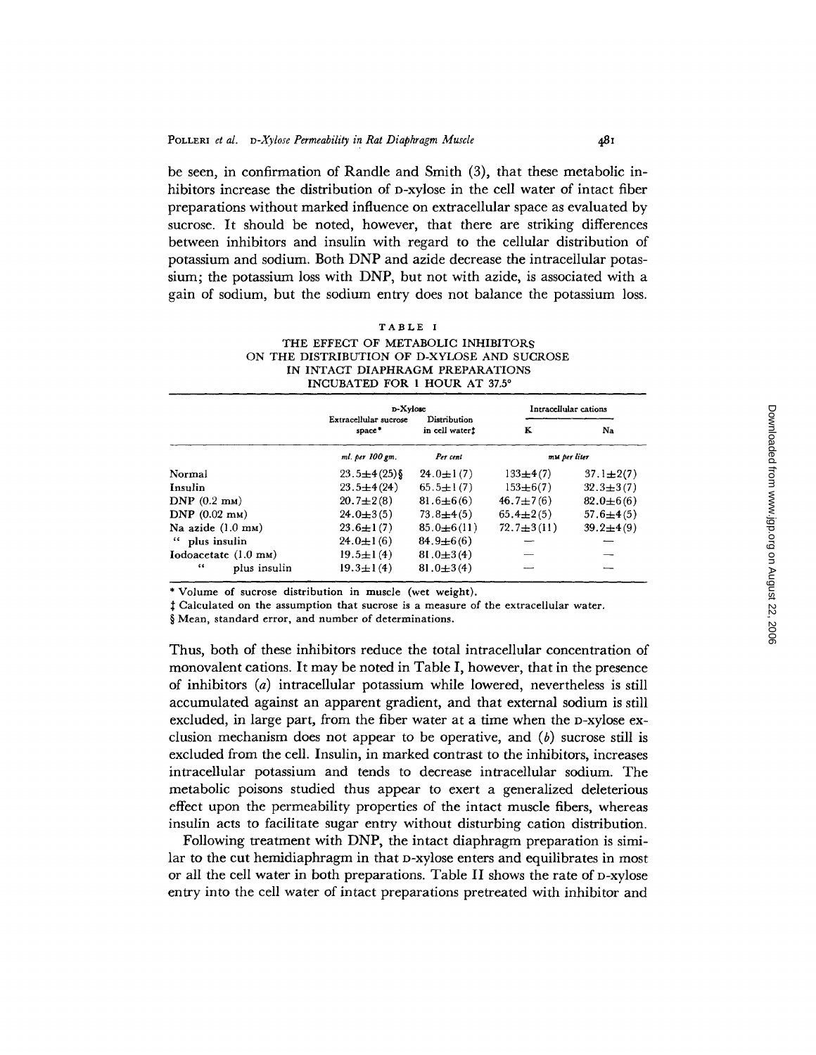be seen, in confirmation of Randle and Smith (3), that these metabolic inhibitors increase the distribution of D-xylose in the cell water of intact fiber preparations without marked influence on extracellular space as evaluated by sucrose. It should be noted, however, that there are striking differences between inhibitors and insulin with regard to the cellular distribution of potassium and sodium. Both DNP and azide decrease the intracellular potassium; the potassium loss with DNP, but not with azide, is associated with a gain of sodium, but the sodium entry does not balance the potassium loss.

TABLE I
THE EFFECT OF METABOLIC INHIBITORS ON THE DISTRIBUTION OF D-XYLOSE AND SUCROSE IN INTACT DIAPHRAGM PREPARATIONS INCUBATED FOR 1 HOUR AT 37.5°

| | D-Xylose | | Intracellular cations | |
|---|---|---|---|---|
| | Extracellular sucrose space* | Distribution in cell water‡ | K | Na |
| | *ml. per 100 gm.* | *Per cent* | *mM per liter* | |
| Normal | 23.5±4(25)§ | 24.0±1(7) | 133±4(7) | 37.1±2(7) |
| Insulin | 23.5±4(24) | 65.5±1(7) | 153±6(7) | 32.3±3(7) |
| DNP (0.2 mM) | 20.7±2(8) | 81.6±6(6) | 46.7±7(6) | 82.0±6(6) |
| DNP (0.02 mM) | 24.0±3(5) | 73.8±4(5) | 65.4±2(5) | 57.6±4(5) |
| Na azide (1.0 mM) | 23.6±1(7) | 85.0±6(11) | 72.7±3(11) | 39.2±4(9) |
| " plus insulin | 24.0±1(6) | 84.9±6(6) | — | — |
| Iodoacetate (1.0 mM) | 19.5±1(4) | 81.0±3(4) | — | — |
| " plus insulin | 19.3±1(4) | 81.0±3(4) | — | — |

\* Volume of sucrose distribution in muscle (wet weight).

‡ Calculated on the assumption that sucrose is a measure of the extracellular water.

§ Mean, standard error, and number of determinations.

Thus, both of these inhibitors reduce the total intracellular concentration of monovalent cations. It may be noted in Table I, however, that in the presence of inhibitors (*a*) intracellular potassium while lowered, nevertheless is still accumulated against an apparent gradient, and that external sodium is still excluded, in large part, from the fiber water at a time when the D-xylose exclusion mechanism does not appear to be operative, and (*b*) sucrose still is excluded from the cell. Insulin, in marked contrast to the inhibitors, increases intracellular potassium and tends to decrease intracellular sodium. The metabolic poisons studied thus appear to exert a generalized deleterious effect upon the permeability properties of the intact muscle fibers, whereas insulin acts to facilitate sugar entry without disturbing cation distribution.

Following treatment with DNP, the intact diaphragm preparation is similar to the cut hemidiaphragm in that D-xylose enters and equilibrates in most or all the cell water in both preparations. Table II shows the rate of D-xylose entry into the cell water of intact preparations pretreated with inhibitor and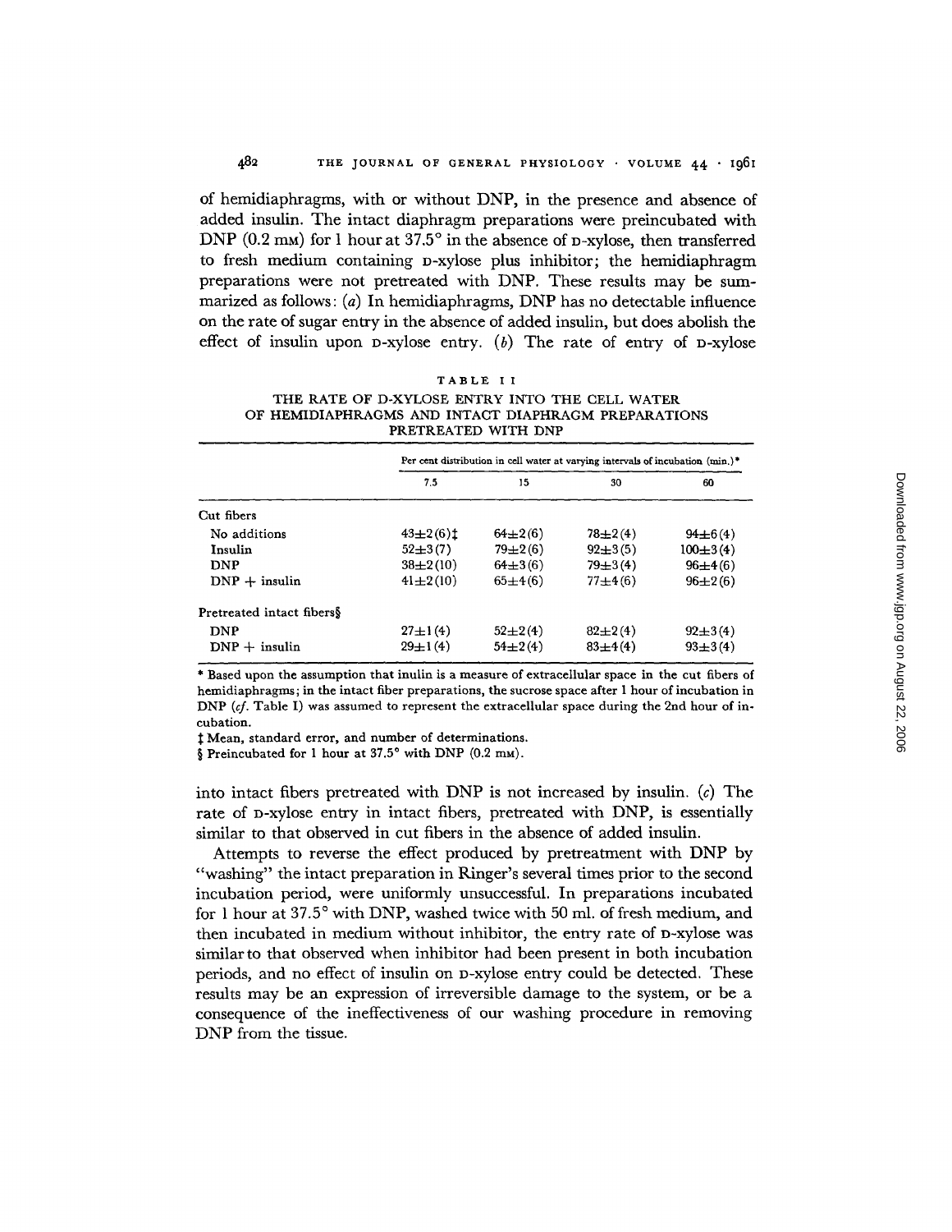of hemidiaphragms, with or without DNP, in the presence and absence of added insulin. The intact diaphragm preparations were preincubated with DNP (0.2 mM) for 1 hour at 37.5° in the absence of D-xylose, then transferred to fresh medium containing D-xylose plus inhibitor; the hemidiaphragm preparations were not pretreated with DNP. These results may be summarized as follows: (*a*) In hemidiaphragms, DNP has no detectable influence on the rate of sugar entry in the absence of added insulin, but does abolish the effect of insulin upon D-xylose entry. (*b*) The rate of entry of D-xylose into intact fibers pretreated with DNP is not increased by insulin. (*c*) The rate of D-xylose entry in intact fibers, pretreated with DNP, is essentially similar to that observed in cut fibers in the absence of added insulin.

TABLE II

THE RATE OF D-XYLOSE ENTRY INTO THE CELL WATER OF HEMIDIAPHRAGMS AND INTACT DIAPHRAGM PREPARATIONS PRETREATED WITH DNP

| | Per cent distribution in cell water at varying intervals of incubation (min.)* | | | |
|---|---|---|---|---|
| | 7.5 | 15 | 30 | 60 |
| Cut fibers | | | | |
| No additions | 43±2(6)‡ | 64±2(6) | 78±2(4) | 94±6(4) |
| Insulin | 52±3(7) | 79±2(6) | 92±3(5) | 100±3(4) |
| DNP | 38±2(10) | 64±3(6) | 79±3(4) | 96±4(6) |
| DNP + insulin | 41±2(10) | 65±4(6) | 77±4(6) | 96±2(6) |
| Pretreated intact fibers§ | | | | |
| DNP | 27±1(4) | 52±2(4) | 82±2(4) | 92±3(4) |
| DNP + insulin | 29±1(4) | 54±2(4) | 83±4(4) | 93±3(4) |

\* Based upon the assumption that inulin is a measure of extracellular space in the cut fibers of hemidiaphragms; in the intact fiber preparations, the sucrose space after 1 hour of incubation in DNP (*cf.* Table I) was assumed to represent the extracellular space during the 2nd hour of incubation.

‡ Mean, standard error, and number of determinations.

§ Preincubated for 1 hour at 37.5° with DNP (0.2 mM).

Attempts to reverse the effect produced by pretreatment with DNP by "washing" the intact preparation in Ringer's several times prior to the second incubation period, were uniformly unsuccessful. In preparations incubated for 1 hour at 37.5° with DNP, washed twice with 50 ml. of fresh medium, and then incubated in medium without inhibitor, the entry rate of D-xylose was similar to that observed when inhibitor had been present in both incubation periods, and no effect of insulin on D-xylose entry could be detected. These results may be an expression of irreversible damage to the system, or be a consequence of the ineffectiveness of our washing procedure in removing DNP from the tissue.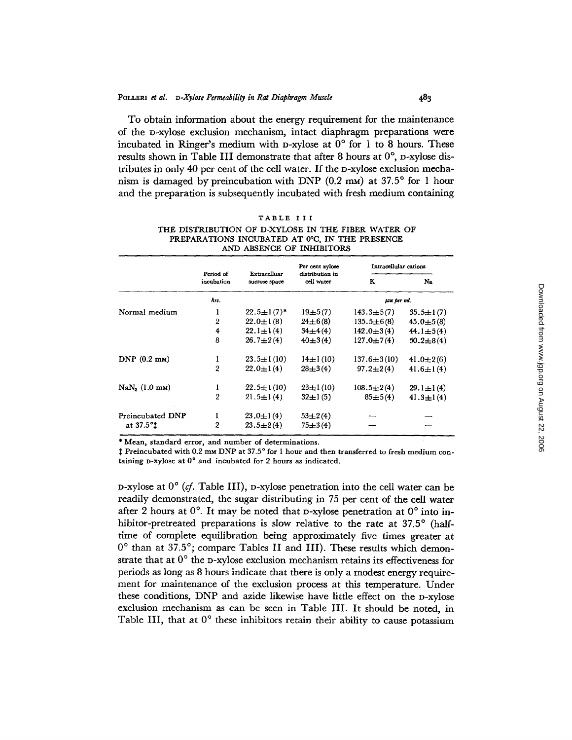To obtain information about the energy requirement for the maintenance of the D-xylose exclusion mechanism, intact diaphragm preparations were incubated in Ringer's medium with D-xylose at 0° for 1 to 8 hours. These results shown in Table III demonstrate that after 8 hours at 0°, D-xylose distributes in only 40 per cent of the cell water. If the D-xylose exclusion mechanism is damaged by preincubation with DNP (0.2 mM) at 37.5° for 1 hour and the preparation is subsequently incubated with fresh medium containing

TABLE III

THE DISTRIBUTION OF D-XYLOSE IN THE FIBER WATER OF PREPARATIONS INCUBATED AT 0°C, IN THE PRESENCE AND ABSENCE OF INHIBITORS

| | Period of incubation | Extracelluar sucrose space | Per cent xylose distribution in cell water | Intracellular cations | |
|---|---|---|---|---|---|
| | | | | K | Na |
| | *hrs.* | | | *μM per ml.* | |
| Normal medium | 1 | 22.5±1(7)* | 19±5(7) | 143.3±5(7) | 35.5±1(7) |
| | 2 | 22.0±1(8) | 24±6(8) | 135.5±6(8) | 45.0±5(8) |
| | 4 | 22.1±1(4) | 34±4(4) | 142.0±3(4) | 44.1±5(4) |
| | 8 | 26.7±2(4) | 40±3(4) | 127.0±7(4) | 50.2±8(4) |
| DNP (0.2 mM) | 1 | 23.5±1(10) | 14±1(10) | 137.6±3(10) | 41.0±2(6) |
| | 2 | 22.0±1(4) | 28±3(4) | 97.2±2(4) | 41.6±1(4) |
| $NaN_3$ (1.0 mM) | 1 | 22.5±1(10) | 23±1(10) | 108.5±2(4) | 29.1±1(4) |
| | 2 | 21.5±1(4) | 32±1(5) | 85±5(4) | 41.3±1(4) |
| Preincubated DNP at 37.5°‡ | 1 | 23.0±1(4) | 53±2(4) | — | — |
| | 2 | 23.5±2(4) | 75±3(4) | — | — |

\* Mean, standard error, and number of determinations.

‡ Preincubated with 0.2 mM DNP at 37.5° for 1 hour and then transferred to fresh medium containing D-xylose at 0° and incubated for 2 hours as indicated.

D-xylose at 0° (*cf.* Table III), D-xylose penetration into the cell water can be readily demonstrated, the sugar distributing in 75 per cent of the cell water after 2 hours at 0°. It may be noted that D-xylose penetration at 0° into inhibitor-pretreated preparations is slow relative to the rate at 37.5° (half-time of complete equilibration being approximately five times greater at 0° than at 37.5°; compare Tables II and III). These results which demonstrate that at 0° the D-xylose exclusion mechanism retains its effectiveness for periods as long as 8 hours indicate that there is only a modest energy requirement for maintenance of the exclusion process at this temperature. Under these conditions, DNP and azide likewise have little effect on the D-xylose exclusion mechanism as can be seen in Table III. It should be noted, in Table III, that at 0° these inhibitors retain their ability to cause potassium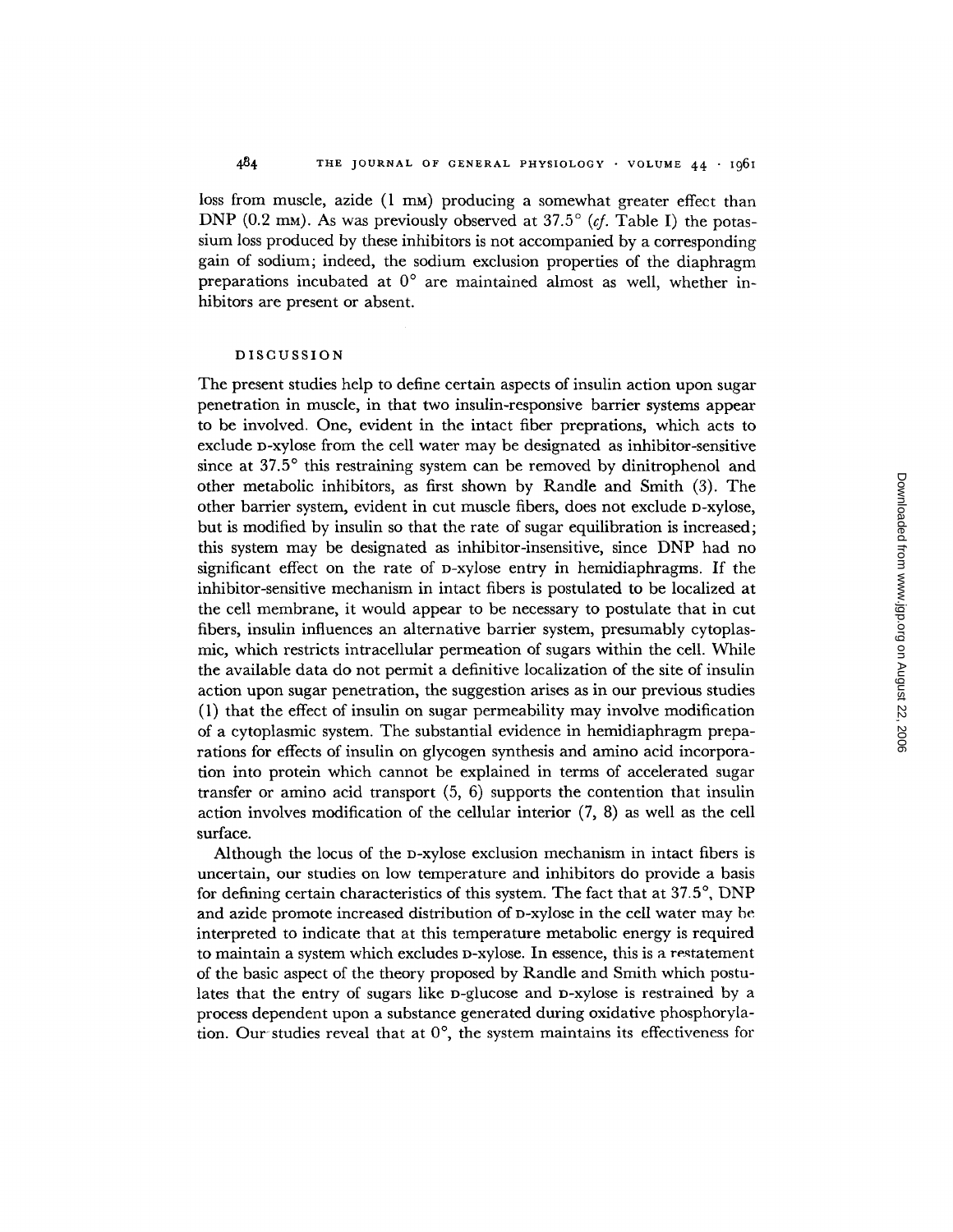loss from muscle, azide (1 mM) producing a somewhat greater effect than DNP (0.2 mM). As was previously observed at 37.5° (*cf.* Table I) the potassium loss produced by these inhibitors is not accompanied by a corresponding gain of sodium; indeed, the sodium exclusion properties of the diaphragm preparations incubated at 0° are maintained almost as well, whether inhibitors are present or absent.

## DISCUSSION

The present studies help to define certain aspects of insulin action upon sugar penetration in muscle, in that two insulin-responsive barrier systems appear to be involved. One, evident in the intact fiber preprations, which acts to exclude D-xylose from the cell water may be designated as inhibitor-sensitive since at 37.5° this restraining system can be removed by dinitrophenol and other metabolic inhibitors, as first shown by Randle and Smith (3). The other barrier system, evident in cut muscle fibers, does not exclude D-xylose, but is modified by insulin so that the rate of sugar equilibration is increased; this system may be designated as inhibitor-insensitive, since DNP had no significant effect on the rate of D-xylose entry in hemidiaphragms. If the inhibitor-sensitive mechanism in intact fibers is postulated to be localized at the cell membrane, it would appear to be necessary to postulate that in cut fibers, insulin influences an alternative barrier system, presumably cytoplasmic, which restricts intracellular permeation of sugars within the cell. While the available data do not permit a definitive localization of the site of insulin action upon sugar penetration, the suggestion arises as in our previous studies (1) that the effect of insulin on sugar permeability may involve modification of a cytoplasmic system. The substantial evidence in hemidiaphragm preparations for effects of insulin on glycogen synthesis and amino acid incorporation into protein which cannot be explained in terms of accelerated sugar transfer or amino acid transport (5, 6) supports the contention that insulin action involves modification of the cellular interior (7, 8) as well as the cell surface.

Although the locus of the D-xylose exclusion mechanism in intact fibers is uncertain, our studies on low temperature and inhibitors do provide a basis for defining certain characteristics of this system. The fact that at 37.5°, DNP and azide promote increased distribution of D-xylose in the cell water may be interpreted to indicate that at this temperature metabolic energy is required to maintain a system which excludes D-xylose. In essence, this is a restatement of the basic aspect of the theory proposed by Randle and Smith which postulates that the entry of sugars like D-glucose and D-xylose is restrained by a process dependent upon a substance generated during oxidative phosphorylation. Our studies reveal that at 0°, the system maintains its effectiveness for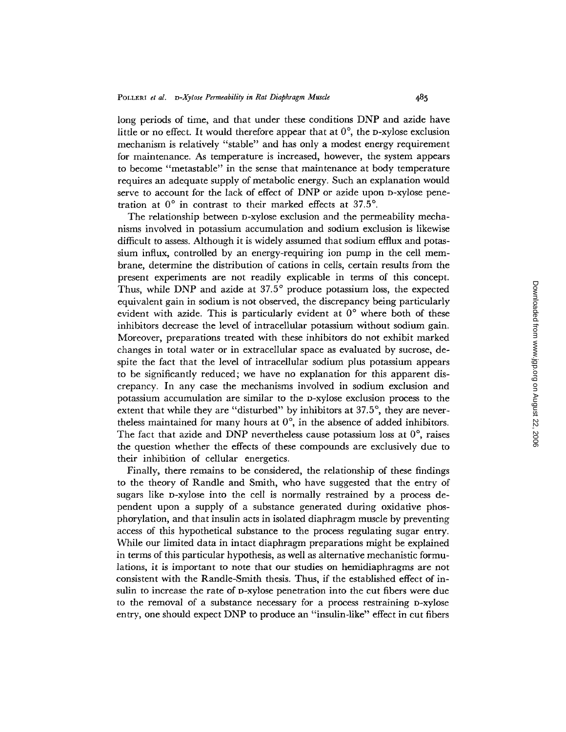long periods of time, and that under these conditions DNP and azide have little or no effect. It would therefore appear that at 0°, the D-xylose exclusion mechanism is relatively "stable" and has only a modest energy requirement for maintenance. As temperature is increased, however, the system appears to become "metastable" in the sense that maintenance at body temperature requires an adequate supply of metabolic energy. Such an explanation would serve to account for the lack of effect of DNP or azide upon D-xylose penetration at 0° in contrast to their marked effects at 37.5°.

The relationship between D-xylose exclusion and the permeability mechanisms involved in potassium accumulation and sodium exclusion is likewise difficult to assess. Although it is widely assumed that sodium efflux and potassium influx, controlled by an energy-requiring ion pump in the cell membrane, determine the distribution of cations in cells, certain results from the present experiments are not readily explicable in terms of this concept. Thus, while DNP and azide at 37.5° produce potassium loss, the expected equivalent gain in sodium is not observed, the discrepancy being particularly evident with azide. This is particularly evident at 0° where both of these inhibitors decrease the level of intracellular potassium without sodium gain. Moreover, preparations treated with these inhibitors do not exhibit marked changes in total water or in extracellular space as evaluated by sucrose, despite the fact that the level of intracellular sodium plus potassium appears to be significantly reduced; we have no explanation for this apparent discrepancy. In any case the mechanisms involved in sodium exclusion and potassium accumulation are similar to the D-xylose exclusion process to the extent that while they are "disturbed" by inhibitors at 37.5°, they are nevertheless maintained for many hours at 0°, in the absence of added inhibitors. The fact that azide and DNP nevertheless cause potassium loss at 0°, raises the question whether the effects of these compounds are exclusively due to their inhibition of cellular energetics.

Finally, there remains to be considered, the relationship of these findings to the theory of Randle and Smith, who have suggested that the entry of sugars like D-xylose into the cell is normally restrained by a process dependent upon a supply of a substance generated during oxidative phosphorylation, and that insulin acts in isolated diaphragm muscle by preventing access of this hypothetical substance to the process regulating sugar entry. While our limited data in intact diaphragm preparations might be explained in terms of this particular hypothesis, as well as alternative mechanistic formulations, it is important to note that our studies on hemidiaphragms are not consistent with the Randle-Smith thesis. Thus, if the established effect of insulin to increase the rate of D-xylose penetration into the cut fibers were due to the removal of a substance necessary for a process restraining D-xylose entry, one should expect DNP to produce an "insulin-like" effect in cut fibers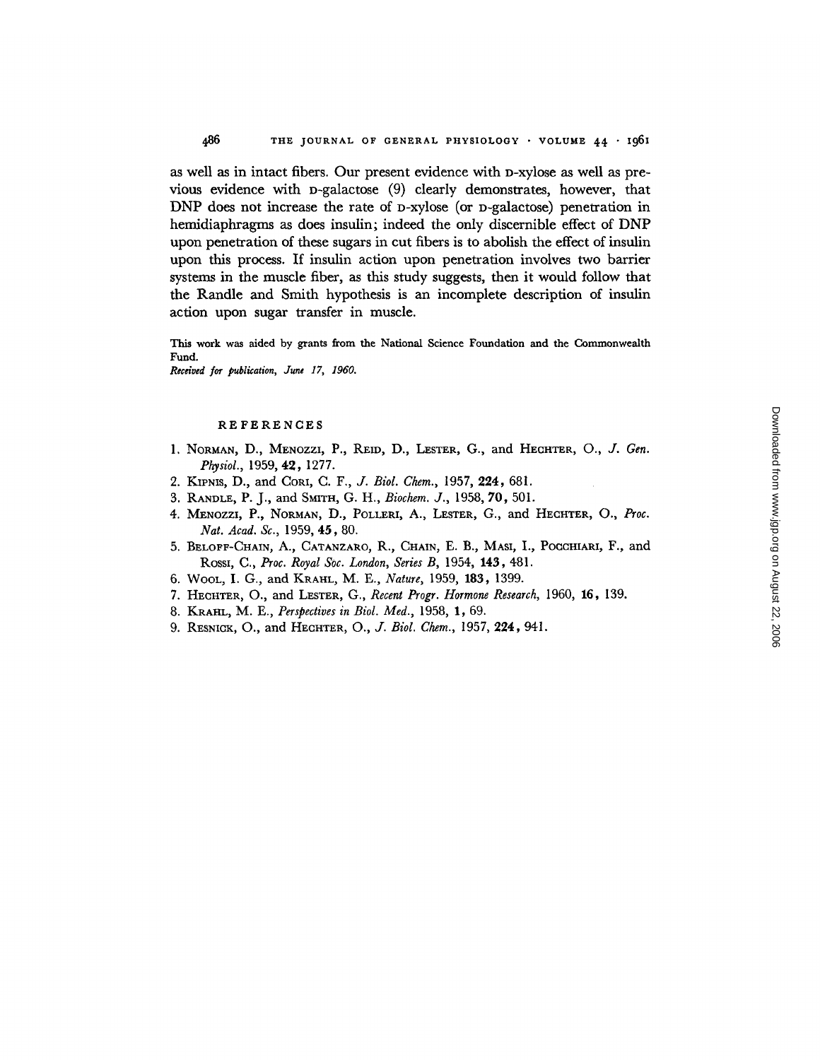as well as in intact fibers. Our present evidence with D-xylose as well as previous evidence with D-galactose (9) clearly demonstrates, however, that DNP does not increase the rate of D-xylose (or D-galactose) penetration in hemidiaphragms as does insulin; indeed the only discernible effect of DNP upon penetration of these sugars in cut fibers is to abolish the effect of insulin upon this process. If insulin action upon penetration involves two barrier systems in the muscle fiber, as this study suggests, then it would follow that the Randle and Smith hypothesis is an incomplete description of insulin action upon sugar transfer in muscle.

This work was aided by grants from the National Science Foundation and the Commonwealth Fund.

*Received for publication, June 17, 1960.*

## REFERENCES

1. Norman, D., Menozzi, P., Reid, D., Lester, G., and Hechter, O., *J. Gen. Physiol.*, 1959, **42**, 1277.
2. Kipnis, D., and Cori, C. F., *J. Biol. Chem.*, 1957, **224**, 681.
3. Randle, P. J., and Smith, G. H., *Biochem. J.*, 1958, **70**, 501.
4. Menozzi, P., Norman, D., Polleri, A., Lester, G., and Hechter, O., *Proc. Nat. Acad. Sc.*, 1959, **45**, 80.
5. Beloff-Chain, A., Catanzaro, R., Chain, E. B., Masi, I., Pocchiari, F., and Rossi, C., *Proc. Royal Soc. London, Series B*, 1954, **143**, 481.
6. Wool, I. G., and Krahl, M. E., *Nature*, 1959, **183**, 1399.
7. Hechter, O., and Lester, G., *Recent Progr. Hormone Research*, 1960, **16**, 139.
8. Krahl, M. E., *Perspectives in Biol. Med.*, 1958, **1**, 69.
9. Resnick, O., and Hechter, O., *J. Biol. Chem.*, 1957, **224**, 941.